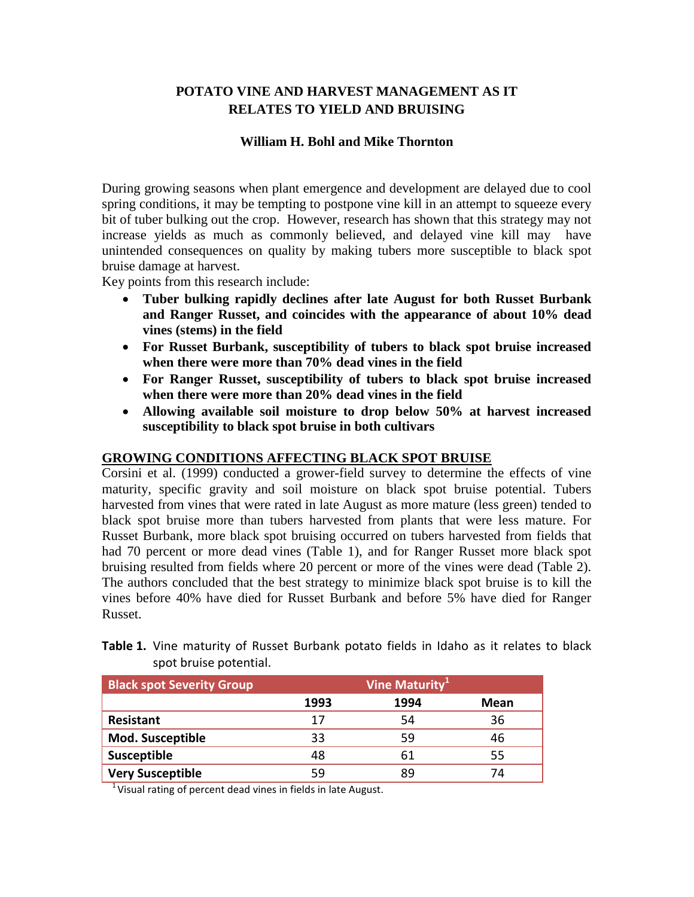# POTATO VINE AND HARVEST MANAGEMENT AS IT RELATES TO YIELD AND BRUISING

**William H. Bohl and Mike Thornton**

During growing seasons when plant emergence and development are delayed due to cool spring conditions, it may be tempting to postpone vine kill in an attempt to squeeze every bit of tuber bulking out the crop. However, research has shown that this strategy may not increase yields as much as commonly believed, and delayed vine kill may have unintended consequences on quality by making tubers more susceptible to black spot bruise damage at harvest.

Key points from this research include:

- **Tuber bulking rapidly declines after late August for both Russet Burbank and Ranger Russet, and coincides with the appearance of about 10% dead vines (stems) in the field**
- **For Russet Burbank, susceptibility of tubers to black spot bruise increased when there were more than 70% dead vines in the field**
- **For Ranger Russet, susceptibility of tubers to black spot bruise increased when there were more than 20% dead vines in the field**
- **Allowing available soil moisture to drop below 50% at harvest increased susceptibility to black spot bruise in both cultivars**

## GROWING CONDITIONS AFFECTING BLACK SPOT BRUISE

Corsini et al. (1999) conducted a grower-field survey to determine the effects of vine maturity, specific gravity and soil moisture on black spot bruise potential. Tubers harvested from vines that were rated in late August as more mature (less green) tended to black spot bruise more than tubers harvested from plants that were less mature. For Russet Burbank, more black spot bruising occurred on tubers harvested from fields that had 70 percent or more dead vines (Table 1), and for Ranger Russet more black spot bruising resulted from fields where 20 percent or more of the vines were dead (Table 2). The authors concluded that the best strategy to minimize black spot bruise is to kill the vines before 40% have died for Russet Burbank and before 5% have died for Ranger Russet.

**Table 1.** Vine maturity of Russet Burbank potato fields in Idaho as it relates to black spot bruise potential.

| Black spot Severity Group | Vine Maturity[1] | | |
|---|---|---|---|
| | 1993 | 1994 | Mean |
| **Resistant** | 17 | 54 | 36 |
| **Mod. Susceptible** | 33 | 59 | 46 |
| **Susceptible** | 48 | 61 | 55 |
| **Very Susceptible** | 59 | 89 | 74 |

[1] Visual rating of percent dead vines in fields in late August.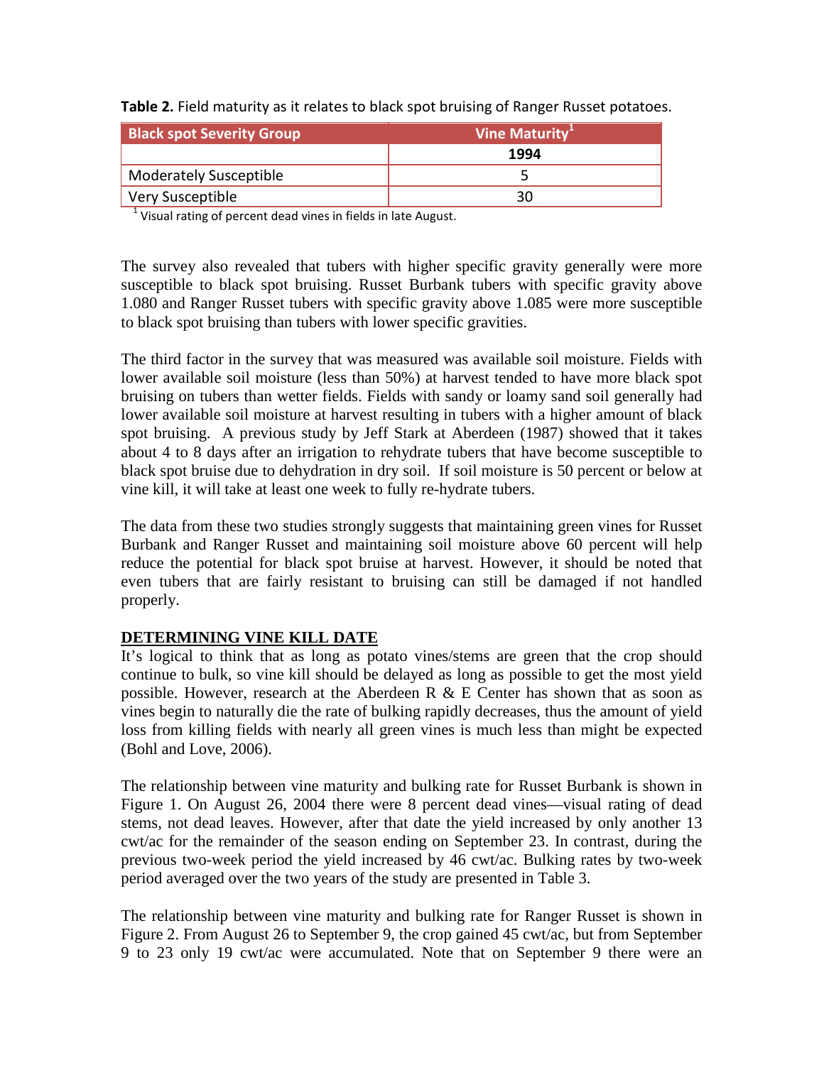**Table 2.** Field maturity as it relates to black spot bruising of Ranger Russet potatoes.

| Black spot Severity Group | Vine Maturity[1] |
|---|---|
| | **1994** |
| Moderately Susceptible | 5 |
| Very Susceptible | 30 |

[1] Visual rating of percent dead vines in fields in late August.

The survey also revealed that tubers with higher specific gravity generally were more susceptible to black spot bruising. Russet Burbank tubers with specific gravity above 1.080 and Ranger Russet tubers with specific gravity above 1.085 were more susceptible to black spot bruising than tubers with lower specific gravities.

The third factor in the survey that was measured was available soil moisture. Fields with lower available soil moisture (less than 50%) at harvest tended to have more black spot bruising on tubers than wetter fields. Fields with sandy or loamy sand soil generally had lower available soil moisture at harvest resulting in tubers with a higher amount of black spot bruising. A previous study by Jeff Stark at Aberdeen (1987) showed that it takes about 4 to 8 days after an irrigation to rehydrate tubers that have become susceptible to black spot bruise due to dehydration in dry soil. If soil moisture is 50 percent or below at vine kill, it will take at least one week to fully re-hydrate tubers.

The data from these two studies strongly suggests that maintaining green vines for Russet Burbank and Ranger Russet and maintaining soil moisture above 60 percent will help reduce the potential for black spot bruise at harvest. However, it should be noted that even tubers that are fairly resistant to bruising can still be damaged if not handled properly.

## DETERMINING VINE KILL DATE

It's logical to think that as long as potato vines/stems are green that the crop should continue to bulk, so vine kill should be delayed as long as possible to get the most yield possible. However, research at the Aberdeen R & E Center has shown that as soon as vines begin to naturally die the rate of bulking rapidly decreases, thus the amount of yield loss from killing fields with nearly all green vines is much less than might be expected (Bohl and Love, 2006).

The relationship between vine maturity and bulking rate for Russet Burbank is shown in Figure 1. On August 26, 2004 there were 8 percent dead vines—visual rating of dead stems, not dead leaves. However, after that date the yield increased by only another 13 cwt/ac for the remainder of the season ending on September 23. In contrast, during the previous two-week period the yield increased by 46 cwt/ac. Bulking rates by two-week period averaged over the two years of the study are presented in Table 3.

The relationship between vine maturity and bulking rate for Ranger Russet is shown in Figure 2. From August 26 to September 9, the crop gained 45 cwt/ac, but from September 9 to 23 only 19 cwt/ac were accumulated. Note that on September 9 there were an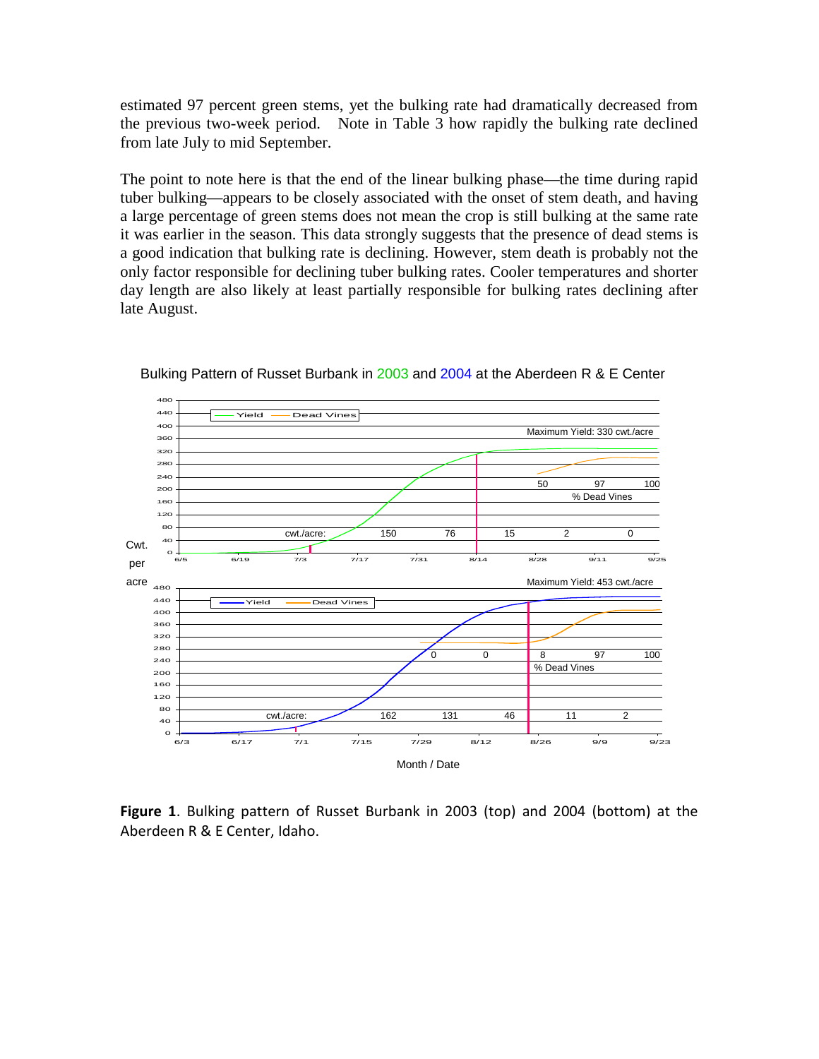estimated 97 percent green stems, yet the bulking rate had dramatically decreased from the previous two-week period. Note in Table 3 how rapidly the bulking rate declined from late July to mid September.

The point to note here is that the end of the linear bulking phase—the time during rapid tuber bulking—appears to be closely associated with the onset of stem death, and having a large percentage of green stems does not mean the crop is still bulking at the same rate it was earlier in the season. This data strongly suggests that the presence of dead stems is a good indication that bulking rate is declining. However, stem death is probably not the only factor responsible for declining tuber bulking rates. Cooler temperatures and shorter day length are also likely at least partially responsible for bulking rates declining after late August.

**Figure 1**. Bulking pattern of Russet Burbank in 2003 (top) and 2004 (bottom) at the Aberdeen R & E Center, Idaho.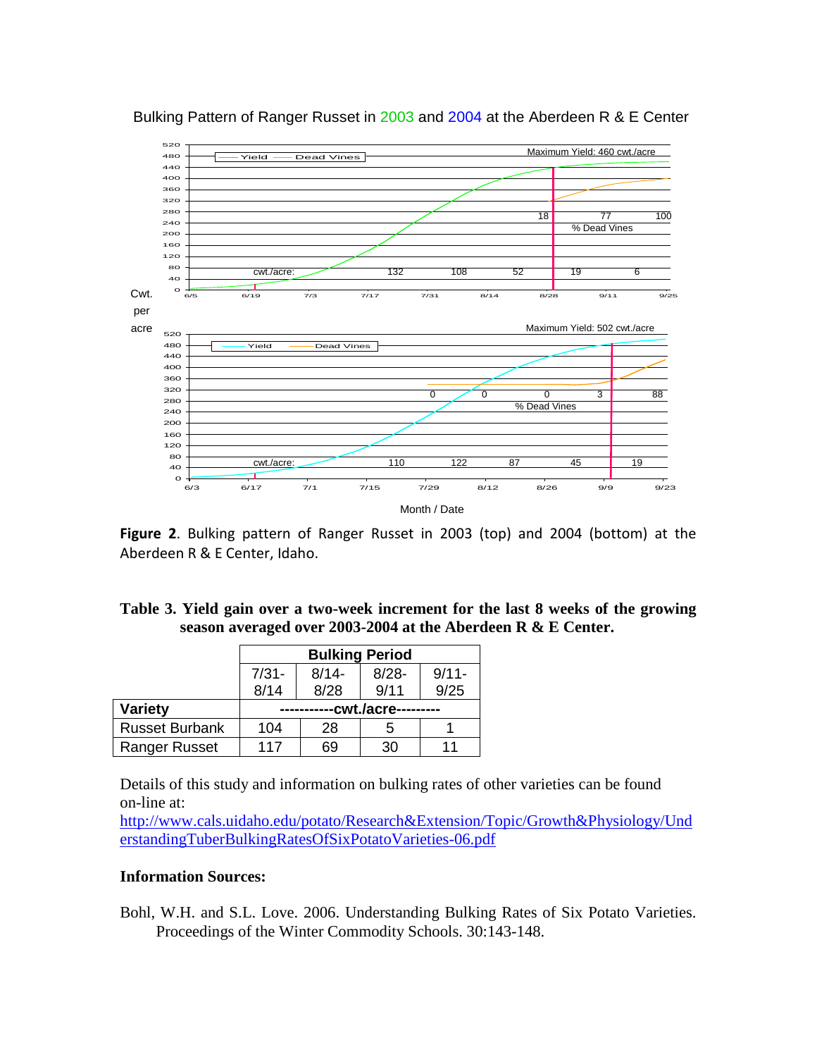Bulking Pattern of Ranger Russet in 2003 and 2004 at the Aberdeen R & E Center

**Figure 2**. Bulking pattern of Ranger Russet in 2003 (top) and 2004 (bottom) at the Aberdeen R & E Center, Idaho.

**Table 3. Yield gain over a two-week increment for the last 8 weeks of the growing season averaged over 2003-2004 at the Aberdeen R & E Center.**

| | Bulking Period | | | |
|---|---|---|---|---|
| | 7/31-8/14 | 8/14-8/28 | 8/28-9/11 | 9/11-9/25 |
| **Variety** | -----------cwt./acre--------- | | | |
| Russet Burbank | 104 | 28 | 5 | 1 |
| Ranger Russet | 117 | 69 | 30 | 11 |

Details of this study and information on bulking rates of other varieties can be found on-line at:
http://www.cals.uidaho.edu/potato/Research&Extension/Topic/Growth&Physiology/UnderstandingTuberBulkingRatesOfSixPotatoVarieties-06.pdf

**Information Sources:**

Bohl, W.H. and S.L. Love. 2006. Understanding Bulking Rates of Six Potato Varieties. Proceedings of the Winter Commodity Schools. 30:143-148.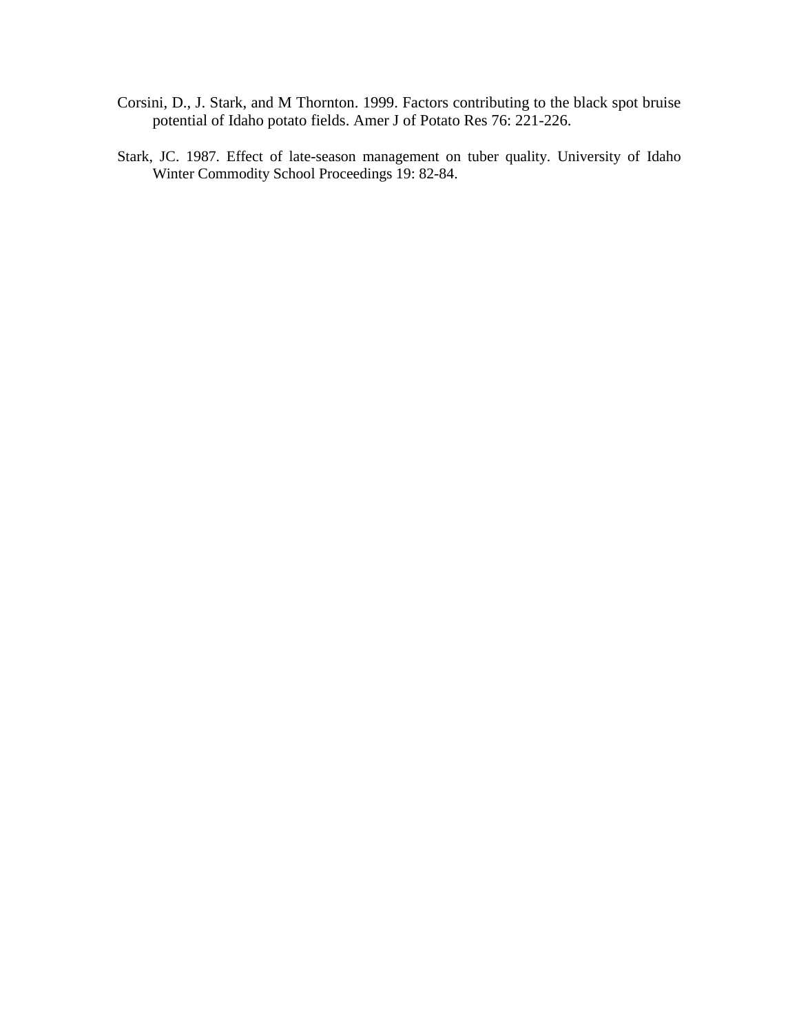Corsini, D., J. Stark, and M Thornton. 1999. Factors contributing to the black spot bruise potential of Idaho potato fields. Amer J of Potato Res 76: 221-226.

Stark, JC. 1987. Effect of late-season management on tuber quality. University of Idaho Winter Commodity School Proceedings 19: 82-84.